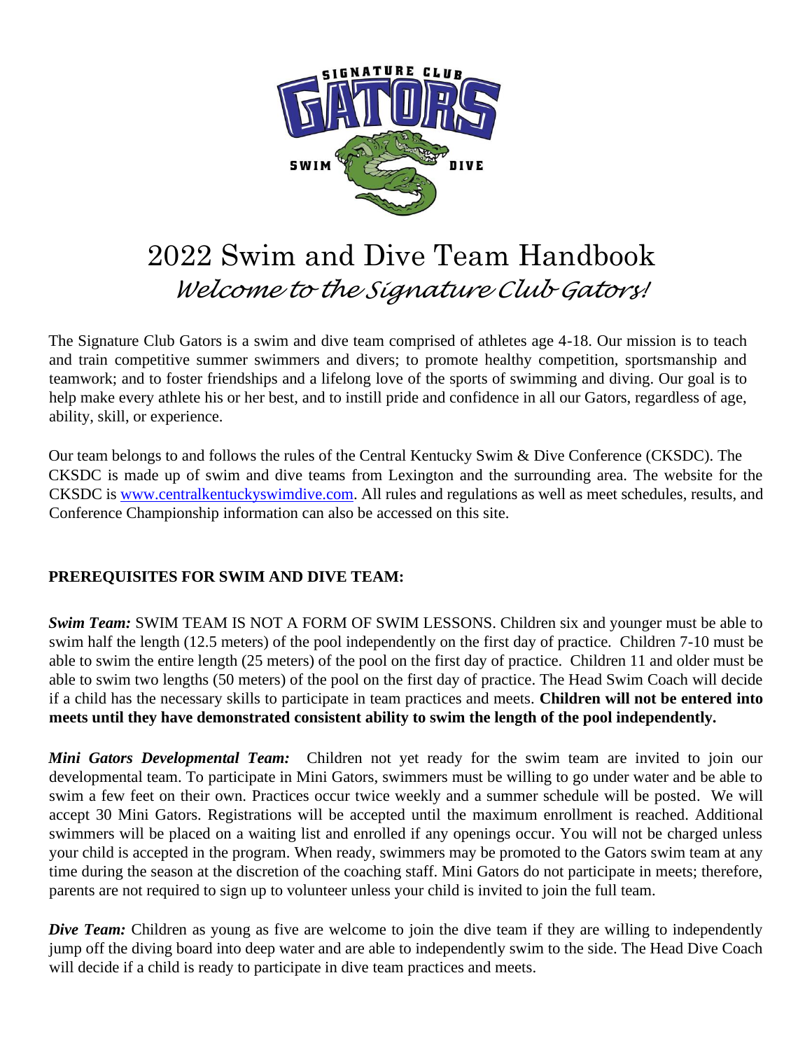# 2022 Swim and Dive Team Handbook

## *Welcome to the Signature Club Gators!*

The Signature Club Gators is a swim and dive team comprised of athletes age 4-18. Our mission is to teach and train competitive summer swimmers and divers; to promote healthy competition, sportsmanship and teamwork; and to foster friendships and a lifelong love of the sports of swimming and diving. Our goal is to help make every athlete his or her best, and to instill pride and confidence in all our Gators, regardless of age, ability, skill, or experience.

Our team belongs to and follows the rules of the Central Kentucky Swim & Dive Conference (CKSDC). The CKSDC is made up of swim and dive teams from Lexington and the surrounding area. The website for the CKSDC is [www.centralkentuckyswimdive.com](http://www.centralkentuckyswimdive.com). All rules and regulations as well as meet schedules, results, and Conference Championship information can also be accessed on this site.

### PREREQUISITES FOR SWIM AND DIVE TEAM:

***Swim Team:*** SWIM TEAM IS NOT A FORM OF SWIM LESSONS. Children six and younger must be able to swim half the length (12.5 meters) of the pool independently on the first day of practice. Children 7-10 must be able to swim the entire length (25 meters) of the pool on the first day of practice. Children 11 and older must be able to swim two lengths (50 meters) of the pool on the first day of practice. The Head Swim Coach will decide if a child has the necessary skills to participate in team practices and meets. **Children will not be entered into meets until they have demonstrated consistent ability to swim the length of the pool independently.**

***Mini Gators Developmental Team:*** Children not yet ready for the swim team are invited to join our developmental team. To participate in Mini Gators, swimmers must be willing to go under water and be able to swim a few feet on their own. Practices occur twice weekly and a summer schedule will be posted. We will accept 30 Mini Gators. Registrations will be accepted until the maximum enrollment is reached. Additional swimmers will be placed on a waiting list and enrolled if any openings occur. You will not be charged unless your child is accepted in the program. When ready, swimmers may be promoted to the Gators swim team at any time during the season at the discretion of the coaching staff. Mini Gators do not participate in meets; therefore, parents are not required to sign up to volunteer unless your child is invited to join the full team.

***Dive Team:*** Children as young as five are welcome to join the dive team if they are willing to independently jump off the diving board into deep water and are able to independently swim to the side. The Head Dive Coach will decide if a child is ready to participate in dive team practices and meets.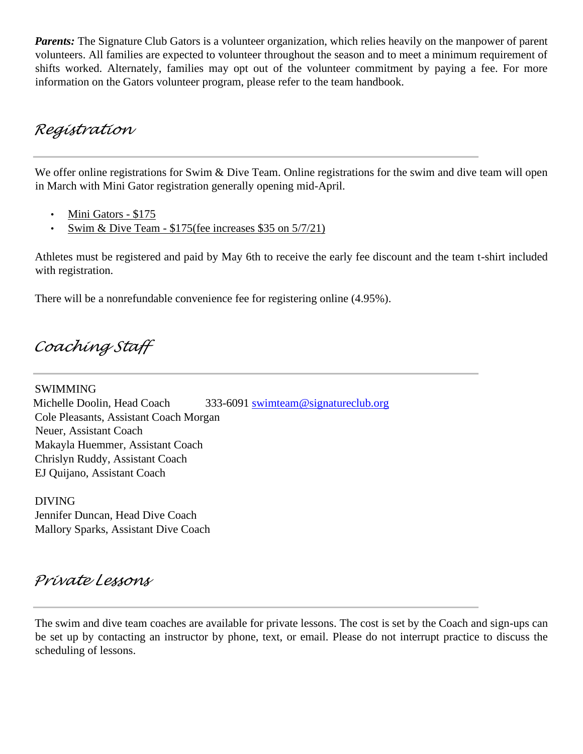***Parents:*** The Signature Club Gators is a volunteer organization, which relies heavily on the manpower of parent volunteers. All families are expected to volunteer throughout the season and to meet a minimum requirement of shifts worked. Alternately, families may opt out of the volunteer commitment by paying a fee. For more information on the Gators volunteer program, please refer to the team handbook.

## Registration

We offer online registrations for Swim & Dive Team. Online registrations for the swim and dive team will open in March with Mini Gator registration generally opening mid-April.

- Mini Gators - $175
- Swim & Dive Team - $175(fee increases $35 on 5/7/21)

Athletes must be registered and paid by May 6th to receive the early fee discount and the team t-shirt included with registration.

There will be a nonrefundable convenience fee for registering online (4.95%).

## Coaching Staff

SWIMMING
Michelle Doolin, Head Coach 333-6091 swimteam@signatureclub.org
Cole Pleasants, Assistant Coach Morgan
Neuer, Assistant Coach
Makayla Huemmer, Assistant Coach
Chrislyn Ruddy, Assistant Coach
EJ Quijano, Assistant Coach

DIVING
Jennifer Duncan, Head Dive Coach
Mallory Sparks, Assistant Dive Coach

## Private Lessons

The swim and dive team coaches are available for private lessons. The cost is set by the Coach and sign-ups can be set up by contacting an instructor by phone, text, or email. Please do not interrupt practice to discuss the scheduling of lessons.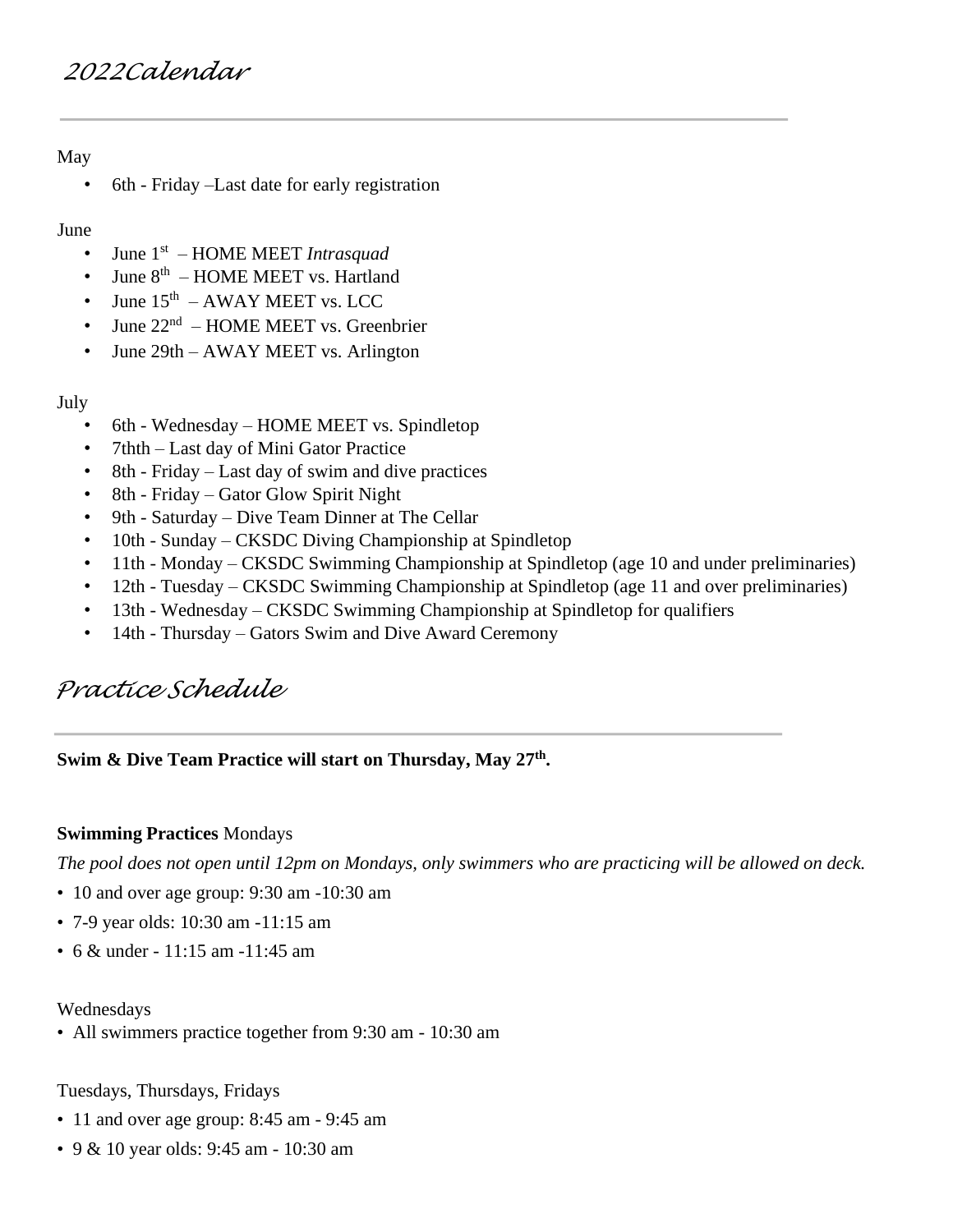# 2022Calendar

May

- 6th - Friday –Last date for early registration

June

- June 1st – HOME MEET *Intrasquad*
- June 8th – HOME MEET vs. Hartland
- June 15th – AWAY MEET vs. LCC
- June 22nd – HOME MEET vs. Greenbrier
- June 29th – AWAY MEET vs. Arlington

July

- 6th - Wednesday – HOME MEET vs. Spindletop
- 7thth – Last day of Mini Gator Practice
- 8th - Friday – Last day of swim and dive practices
- 8th - Friday – Gator Glow Spirit Night
- 9th - Saturday – Dive Team Dinner at The Cellar
- 10th - Sunday – CKSDC Diving Championship at Spindletop
- 11th - Monday – CKSDC Swimming Championship at Spindletop (age 10 and under preliminaries)
- 12th - Tuesday – CKSDC Swimming Championship at Spindletop (age 11 and over preliminaries)
- 13th - Wednesday – CKSDC Swimming Championship at Spindletop for qualifiers
- 14th - Thursday – Gators Swim and Dive Award Ceremony

# Practice Schedule

**Swim & Dive Team Practice will start on Thursday, May 27th.**

**Swimming Practices** Mondays

*The pool does not open until 12pm on Mondays, only swimmers who are practicing will be allowed on deck.*

- 10 and over age group: 9:30 am -10:30 am
- 7-9 year olds: 10:30 am -11:15 am
- 6 & under - 11:15 am -11:45 am

Wednesdays

- All swimmers practice together from 9:30 am - 10:30 am

Tuesdays, Thursdays, Fridays

- 11 and over age group: 8:45 am - 9:45 am
- 9 & 10 year olds: 9:45 am - 10:30 am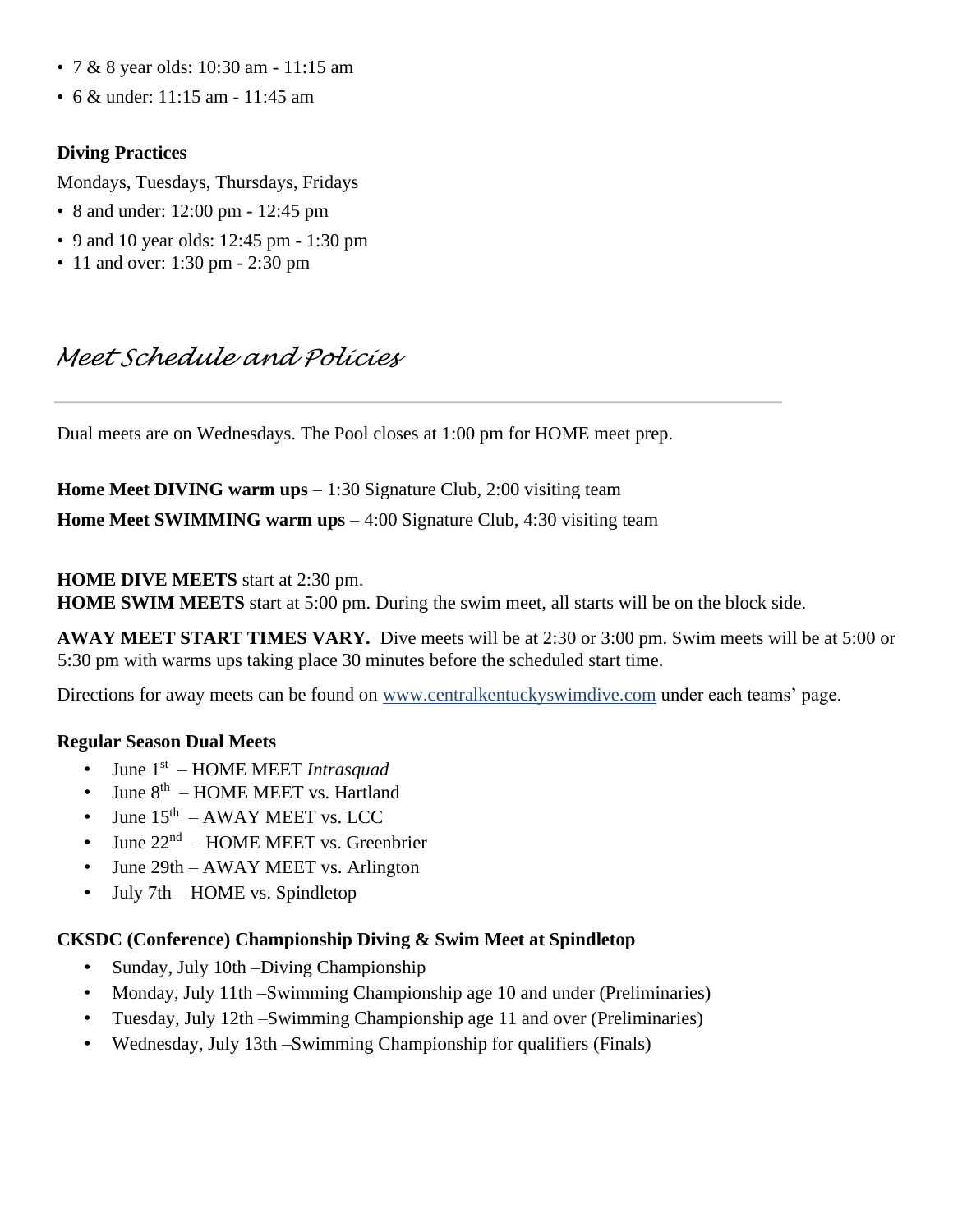- 7 & 8 year olds: 10:30 am - 11:15 am
- 6 & under: 11:15 am - 11:45 am

**Diving Practices**

Mondays, Tuesdays, Thursdays, Fridays

- 8 and under: 12:00 pm - 12:45 pm
- 9 and 10 year olds: 12:45 pm - 1:30 pm
- 11 and over: 1:30 pm - 2:30 pm

## *Meet Schedule and Policies*

---

Dual meets are on Wednesdays. The Pool closes at 1:00 pm for HOME meet prep.

**Home Meet DIVING warm ups** – 1:30 Signature Club, 2:00 visiting team

**Home Meet SWIMMING warm ups** – 4:00 Signature Club, 4:30 visiting team

**HOME DIVE MEETS** start at 2:30 pm.
**HOME SWIM MEETS** start at 5:00 pm. During the swim meet, all starts will be on the block side.

**AWAY MEET START TIMES VARY.** Dive meets will be at 2:30 or 3:00 pm. Swim meets will be at 5:00 or 5:30 pm with warms ups taking place 30 minutes before the scheduled start time.

Directions for away meets can be found on www.centralkentuckyswimdive.com under each teams' page.

**Regular Season Dual Meets**

- June 1st – HOME MEET *Intrasquad*
- June 8th – HOME MEET vs. Hartland
- June 15th – AWAY MEET vs. LCC
- June 22nd – HOME MEET vs. Greenbrier
- June 29th – AWAY MEET vs. Arlington
- July 7th – HOME vs. Spindletop

**CKSDC (Conference) Championship Diving & Swim Meet at Spindletop**

- Sunday, July 10th –Diving Championship
- Monday, July 11th –Swimming Championship age 10 and under (Preliminaries)
- Tuesday, July 12th –Swimming Championship age 11 and over (Preliminaries)
- Wednesday, July 13th –Swimming Championship for qualifiers (Finals)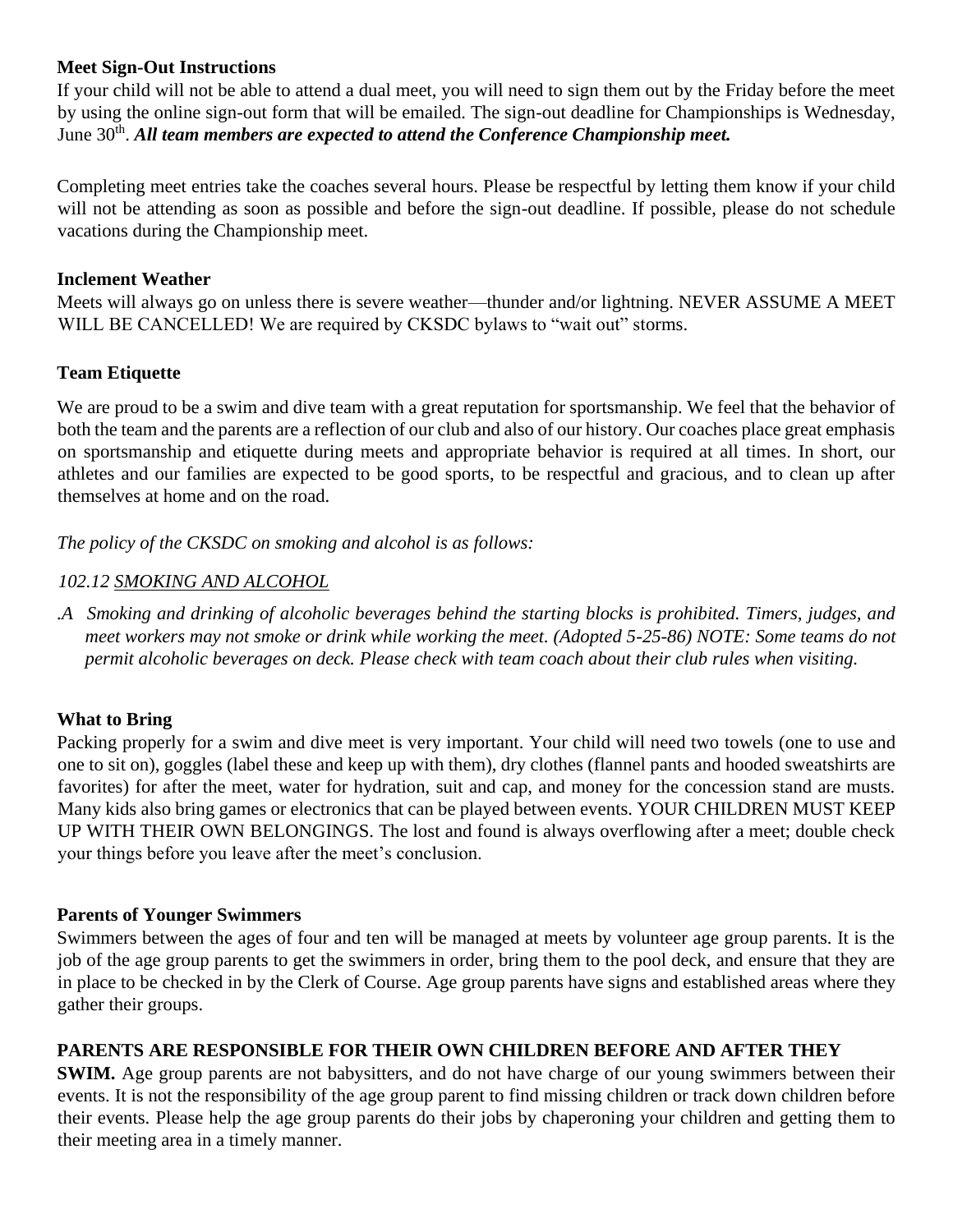**Meet Sign-Out Instructions**

If your child will not be able to attend a dual meet, you will need to sign them out by the Friday before the meet by using the online sign-out form that will be emailed. The sign-out deadline for Championships is Wednesday, June 30th. ***All team members are expected to attend the Conference Championship meet.***

Completing meet entries take the coaches several hours. Please be respectful by letting them know if your child will not be attending as soon as possible and before the sign-out deadline. If possible, please do not schedule vacations during the Championship meet.

**Inclement Weather**

Meets will always go on unless there is severe weather—thunder and/or lightning. NEVER ASSUME A MEET WILL BE CANCELLED! We are required by CKSDC bylaws to "wait out" storms.

**Team Etiquette**

We are proud to be a swim and dive team with a great reputation for sportsmanship. We feel that the behavior of both the team and the parents are a reflection of our club and also of our history. Our coaches place great emphasis on sportsmanship and etiquette during meets and appropriate behavior is required at all times. In short, our athletes and our families are expected to be good sports, to be respectful and gracious, and to clean up after themselves at home and on the road.

*The policy of the CKSDC on smoking and alcohol is as follows:*

*102.12 <u>SMOKING AND ALCOHOL</u>*

*.A Smoking and drinking of alcoholic beverages behind the starting blocks is prohibited. Timers, judges, and meet workers may not smoke or drink while working the meet. (Adopted 5-25-86) NOTE: Some teams do not permit alcoholic beverages on deck. Please check with team coach about their club rules when visiting.*

**What to Bring**

Packing properly for a swim and dive meet is very important. Your child will need two towels (one to use and one to sit on), goggles (label these and keep up with them), dry clothes (flannel pants and hooded sweatshirts are favorites) for after the meet, water for hydration, suit and cap, and money for the concession stand are musts. Many kids also bring games or electronics that can be played between events. YOUR CHILDREN MUST KEEP UP WITH THEIR OWN BELONGINGS. The lost and found is always overflowing after a meet; double check your things before you leave after the meet's conclusion.

**Parents of Younger Swimmers**

Swimmers between the ages of four and ten will be managed at meets by volunteer age group parents. It is the job of the age group parents to get the swimmers in order, bring them to the pool deck, and ensure that they are in place to be checked in by the Clerk of Course. Age group parents have signs and established areas where they gather their groups.

**PARENTS ARE RESPONSIBLE FOR THEIR OWN CHILDREN BEFORE AND AFTER THEY SWIM.** Age group parents are not babysitters, and do not have charge of our young swimmers between their events. It is not the responsibility of the age group parent to find missing children or track down children before their events. Please help the age group parents do their jobs by chaperoning your children and getting them to their meeting area in a timely manner.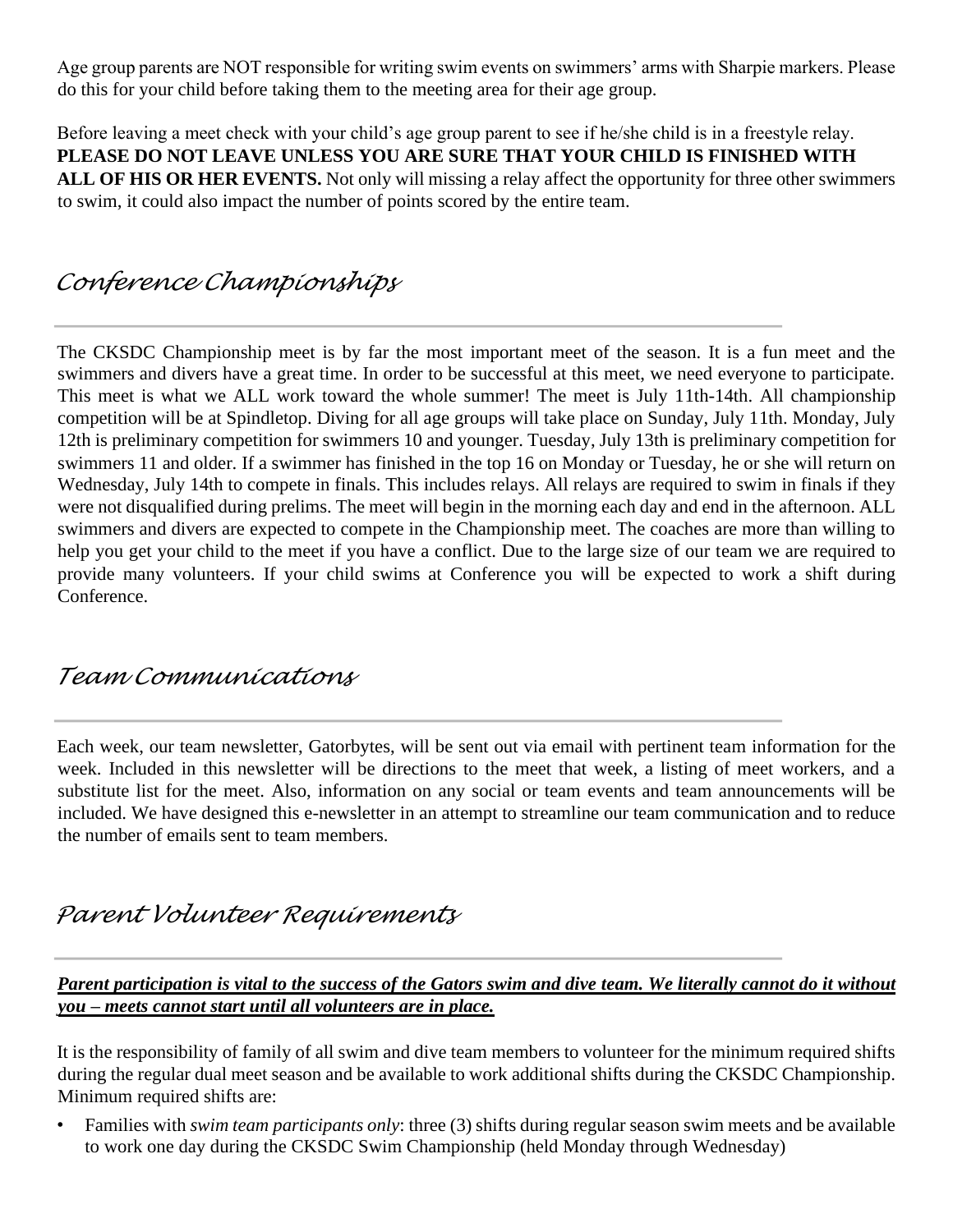Age group parents are NOT responsible for writing swim events on swimmers' arms with Sharpie markers. Please do this for your child before taking them to the meeting area for their age group.

Before leaving a meet check with your child's age group parent to see if he/she child is in a freestyle relay. **PLEASE DO NOT LEAVE UNLESS YOU ARE SURE THAT YOUR CHILD IS FINISHED WITH ALL OF HIS OR HER EVENTS.** Not only will missing a relay affect the opportunity for three other swimmers to swim, it could also impact the number of points scored by the entire team.

## Conference Championships

The CKSDC Championship meet is by far the most important meet of the season. It is a fun meet and the swimmers and divers have a great time. In order to be successful at this meet, we need everyone to participate. This meet is what we ALL work toward the whole summer! The meet is July 11th-14th. All championship competition will be at Spindletop. Diving for all age groups will take place on Sunday, July 11th. Monday, July 12th is preliminary competition for swimmers 10 and younger. Tuesday, July 13th is preliminary competition for swimmers 11 and older. If a swimmer has finished in the top 16 on Monday or Tuesday, he or she will return on Wednesday, July 14th to compete in finals. This includes relays. All relays are required to swim in finals if they were not disqualified during prelims. The meet will begin in the morning each day and end in the afternoon. ALL swimmers and divers are expected to compete in the Championship meet. The coaches are more than willing to help you get your child to the meet if you have a conflict. Due to the large size of our team we are required to provide many volunteers. If your child swims at Conference you will be expected to work a shift during Conference.

## Team Communications

Each week, our team newsletter, Gatorbytes, will be sent out via email with pertinent team information for the week. Included in this newsletter will be directions to the meet that week, a listing of meet workers, and a substitute list for the meet. Also, information on any social or team events and team announcements will be included. We have designed this e-newsletter in an attempt to streamline our team communication and to reduce the number of emails sent to team members.

## Parent Volunteer Requirements

***<u>Parent participation is vital to the success of the Gators swim and dive team. We literally cannot do it without you – meets cannot start until all volunteers are in place.</u>***

It is the responsibility of family of all swim and dive team members to volunteer for the minimum required shifts during the regular dual meet season and be available to work additional shifts during the CKSDC Championship. Minimum required shifts are:

- Families with *swim team participants only*: three (3) shifts during regular season swim meets and be available to work one day during the CKSDC Swim Championship (held Monday through Wednesday)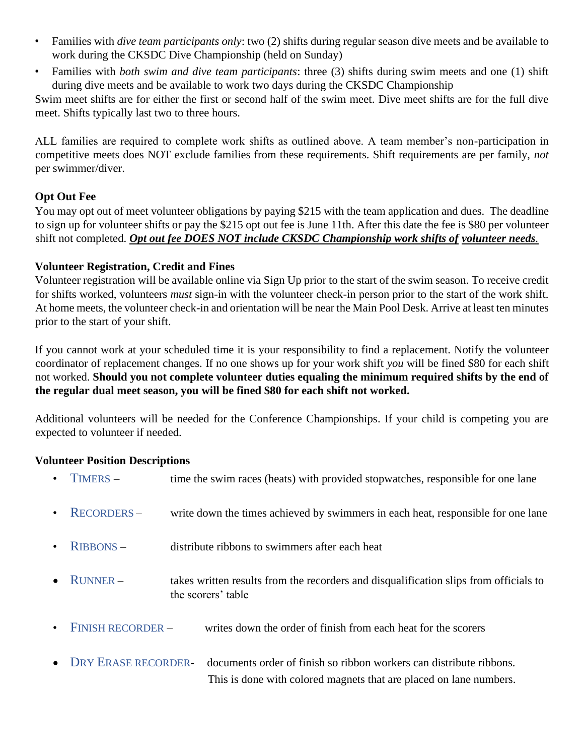- Families with *dive team participants only*: two (2) shifts during regular season dive meets and be available to work during the CKSDC Dive Championship (held on Sunday)
- Families with *both swim and dive team participants*: three (3) shifts during swim meets and one (1) shift during dive meets and be available to work two days during the CKSDC Championship

Swim meet shifts are for either the first or second half of the swim meet. Dive meet shifts are for the full dive meet. Shifts typically last two to three hours.

ALL families are required to complete work shifts as outlined above. A team member's non-participation in competitive meets does NOT exclude families from these requirements. Shift requirements are per family, *not* per swimmer/diver.

**Opt Out Fee**

You may opt out of meet volunteer obligations by paying $215 with the team application and dues. The deadline to sign up for volunteer shifts or pay the $215 opt out fee is June 11th. After this date the fee is $80 per volunteer shift not completed. ***Opt out fee DOES NOT include CKSDC Championship work shifts of volunteer needs.***

**Volunteer Registration, Credit and Fines**

Volunteer registration will be available online via Sign Up prior to the start of the swim season. To receive credit for shifts worked, volunteers *must* sign-in with the volunteer check-in person prior to the start of the work shift. At home meets, the volunteer check-in and orientation will be near the Main Pool Desk. Arrive at least ten minutes prior to the start of your shift.

If you cannot work at your scheduled time it is your responsibility to find a replacement. Notify the volunteer coordinator of replacement changes. If no one shows up for your work shift *you* will be fined $80 for each shift not worked. **Should you not complete volunteer duties equaling the minimum required shifts by the end of the regular dual meet season, you will be fined $80 for each shift not worked.**

Additional volunteers will be needed for the Conference Championships. If your child is competing you are expected to volunteer if needed.

**Volunteer Position Descriptions**

- TIMERS – time the swim races (heats) with provided stopwatches, responsible for one lane
- RECORDERS – write down the times achieved by swimmers in each heat, responsible for one lane
- RIBBONS – distribute ribbons to swimmers after each heat
- RUNNER – takes written results from the recorders and disqualification slips from officials to the scorers' table
- FINISH RECORDER – writes down the order of finish from each heat for the scorers
- DRY ERASE RECORDER- documents order of finish so ribbon workers can distribute ribbons. This is done with colored magnets that are placed on lane numbers.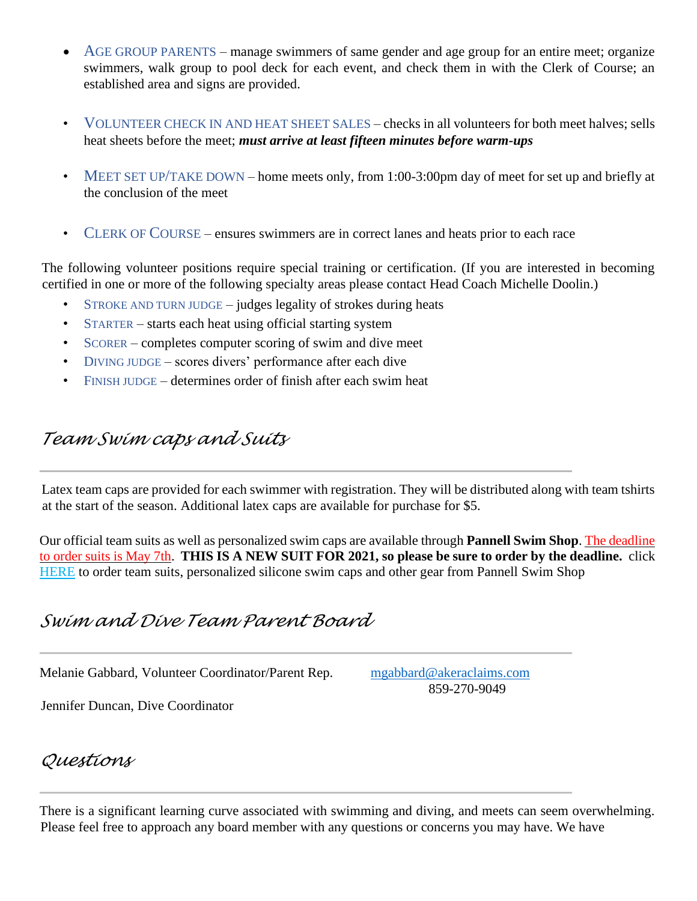- AGE GROUP PARENTS – manage swimmers of same gender and age group for an entire meet; organize swimmers, walk group to pool deck for each event, and check them in with the Clerk of Course; an established area and signs are provided.

- VOLUNTEER CHECK IN AND HEAT SHEET SALES – checks in all volunteers for both meet halves; sells heat sheets before the meet; ***must arrive at least fifteen minutes before warm-ups***

- MEET SET UP/TAKE DOWN – home meets only, from 1:00-3:00pm day of meet for set up and briefly at the conclusion of the meet

- CLERK OF COURSE – ensures swimmers are in correct lanes and heats prior to each race

The following volunteer positions require special training or certification. (If you are interested in becoming certified in one or more of the following specialty areas please contact Head Coach Michelle Doolin.)

- STROKE AND TURN JUDGE – judges legality of strokes during heats
- STARTER – starts each heat using official starting system
- SCORER – completes computer scoring of swim and dive meet
- DIVING JUDGE – scores divers' performance after each dive
- FINISH JUDGE – determines order of finish after each swim heat

## Team Swim caps and Suits

Latex team caps are provided for each swimmer with registration. They will be distributed along with team tshirts at the start of the season. Additional latex caps are available for purchase for $5.

Our official team suits as well as personalized swim caps are available through **Pannell Swim Shop**. The deadline to order suits is May 7th. **THIS IS A NEW SUIT FOR 2021, so please be sure to order by the deadline.** click HERE to order team suits, personalized silicone swim caps and other gear from Pannell Swim Shop

## Swim and Dive Team Parent Board

Melanie Gabbard, Volunteer Coordinator/Parent Rep. mgabbard@akeraclaims.com 859-270-9049

Jennifer Duncan, Dive Coordinator

## Questions

There is a significant learning curve associated with swimming and diving, and meets can seem overwhelming. Please feel free to approach any board member with any questions or concerns you may have. We have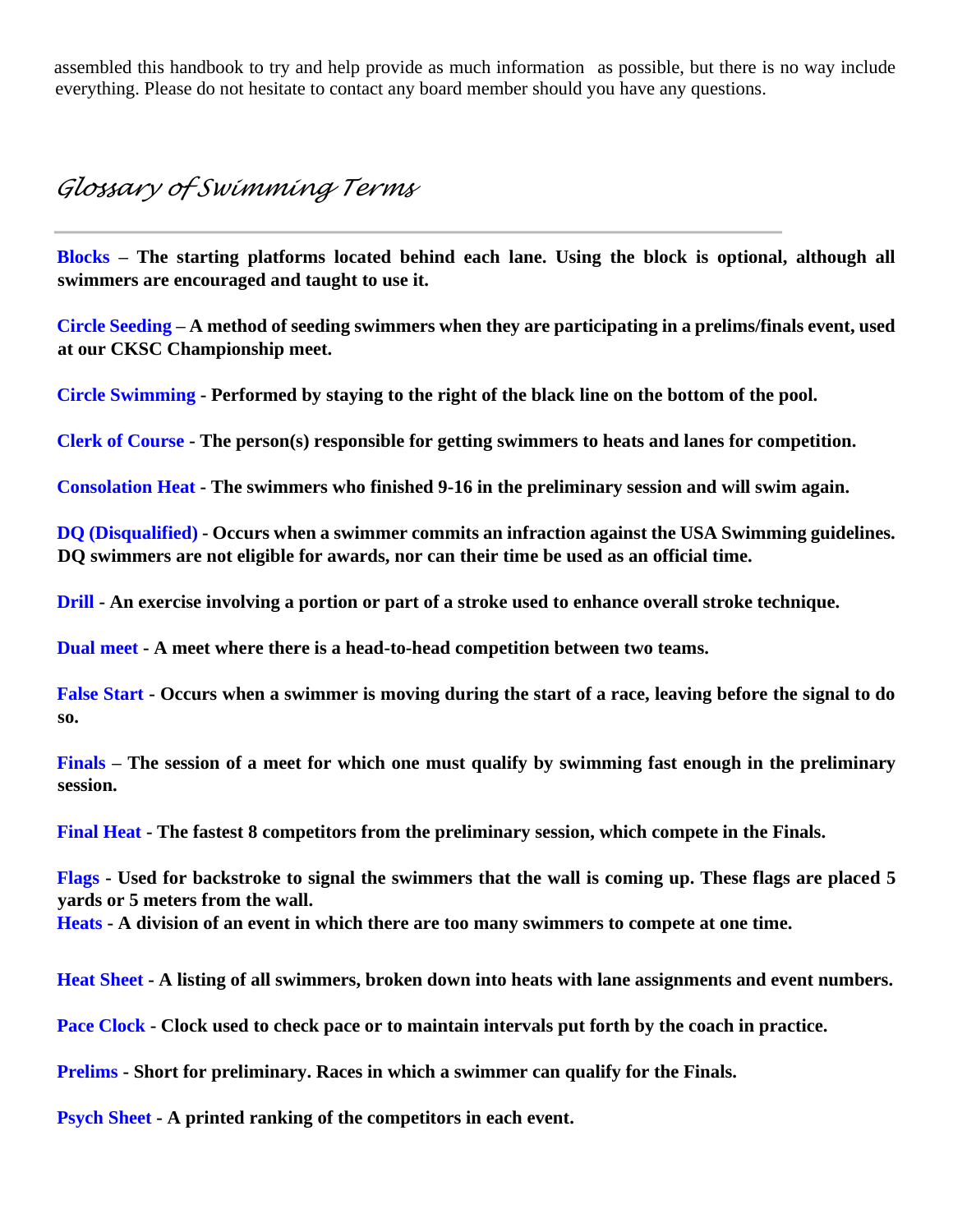assembled this handbook to try and help provide as much information as possible, but there is no way include everything. Please do not hesitate to contact any board member should you have any questions.

## *Glossary of Swimming Terms*

**Blocks – The starting platforms located behind each lane. Using the block is optional, although all swimmers are encouraged and taught to use it.**

**Circle Seeding – A method of seeding swimmers when they are participating in a prelims/finals event, used at our CKSC Championship meet.**

**Circle Swimming - Performed by staying to the right of the black line on the bottom of the pool.**

**Clerk of Course - The person(s) responsible for getting swimmers to heats and lanes for competition.**

**Consolation Heat - The swimmers who finished 9-16 in the preliminary session and will swim again.**

**DQ (Disqualified) - Occurs when a swimmer commits an infraction against the USA Swimming guidelines. DQ swimmers are not eligible for awards, nor can their time be used as an official time.**

**Drill - An exercise involving a portion or part of a stroke used to enhance overall stroke technique.**

**Dual meet - A meet where there is a head-to-head competition between two teams.**

**False Start - Occurs when a swimmer is moving during the start of a race, leaving before the signal to do so.**

**Finals – The session of a meet for which one must qualify by swimming fast enough in the preliminary session.**

**Final Heat - The fastest 8 competitors from the preliminary session, which compete in the Finals.**

**Flags - Used for backstroke to signal the swimmers that the wall is coming up. These flags are placed 5 yards or 5 meters from the wall.**

**Heats - A division of an event in which there are too many swimmers to compete at one time.**

**Heat Sheet - A listing of all swimmers, broken down into heats with lane assignments and event numbers.**

**Pace Clock - Clock used to check pace or to maintain intervals put forth by the coach in practice.**

**Prelims - Short for preliminary. Races in which a swimmer can qualify for the Finals.**

**Psych Sheet - A printed ranking of the competitors in each event.**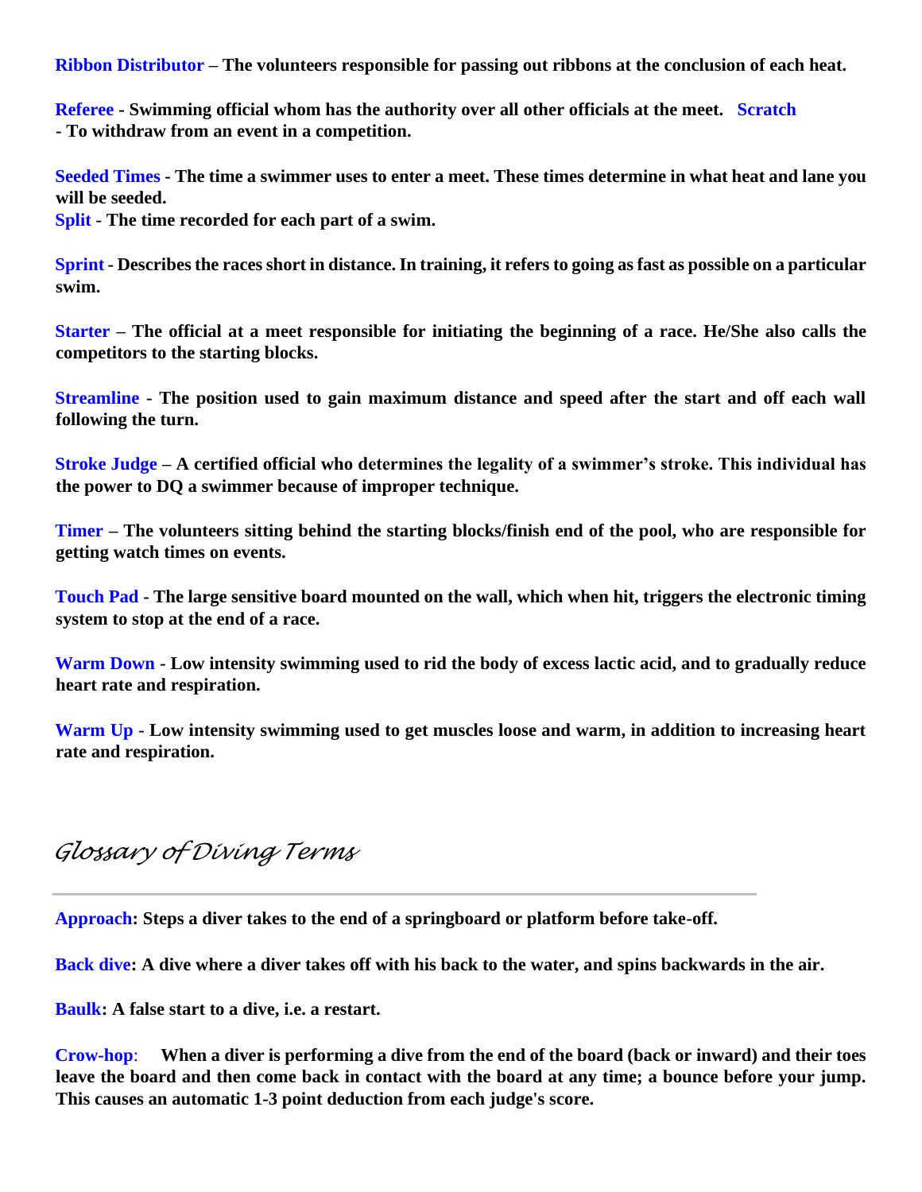**Ribbon Distributor – The volunteers responsible for passing out ribbons at the conclusion of each heat.**

**Referee - Swimming official whom has the authority over all other officials at the meet.**

**Scratch - To withdraw from an event in a competition.**

**Seeded Times - The time a swimmer uses to enter a meet. These times determine in what heat and lane you will be seeded.**

**Split - The time recorded for each part of a swim.**

**Sprint - Describes the races short in distance. In training, it refers to going as fast as possible on a particular swim.**

**Starter – The official at a meet responsible for initiating the beginning of a race. He/She also calls the competitors to the starting blocks.**

**Streamline - The position used to gain maximum distance and speed after the start and off each wall following the turn.**

**Stroke Judge – A certified official who determines the legality of a swimmer's stroke. This individual has the power to DQ a swimmer because of improper technique.**

**Timer – The volunteers sitting behind the starting blocks/finish end of the pool, who are responsible for getting watch times on events.**

**Touch Pad - The large sensitive board mounted on the wall, which when hit, triggers the electronic timing system to stop at the end of a race.**

**Warm Down - Low intensity swimming used to rid the body of excess lactic acid, and to gradually reduce heart rate and respiration.**

**Warm Up - Low intensity swimming used to get muscles loose and warm, in addition to increasing heart rate and respiration.**

## *Glossary of Diving Terms*

---

**Approach: Steps a diver takes to the end of a springboard or platform before take-off.**

**Back dive: A dive where a diver takes off with his back to the water, and spins backwards in the air.**

**Baulk: A false start to a dive, i.e. a restart.**

**Crow-hop: When a diver is performing a dive from the end of the board (back or inward) and their toes leave the board and then come back in contact with the board at any time; a bounce before your jump. This causes an automatic 1-3 point deduction from each judge's score.**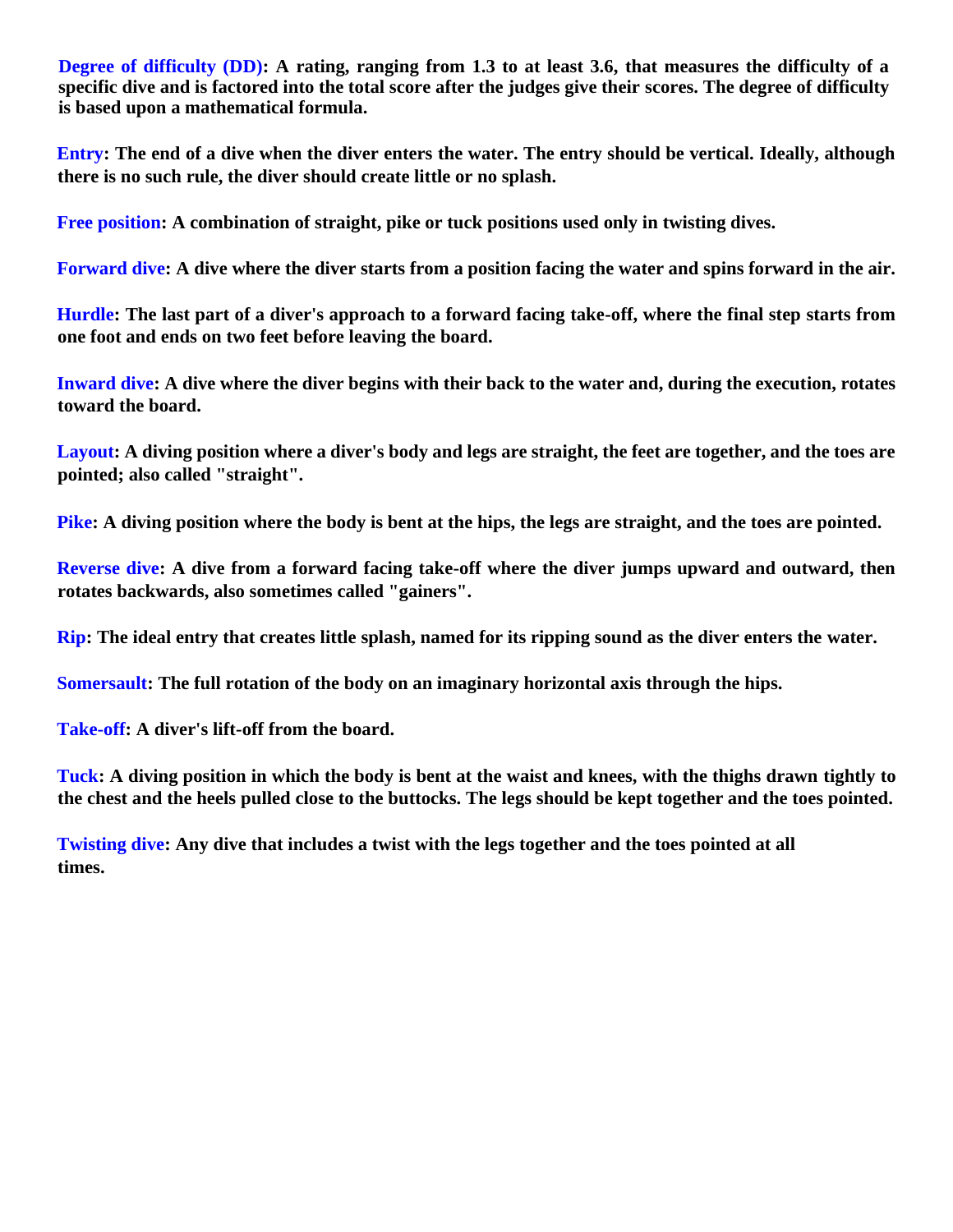**Degree of difficulty (DD): A rating, ranging from 1.3 to at least 3.6, that measures the difficulty of a specific dive and is factored into the total score after the judges give their scores. The degree of difficulty is based upon a mathematical formula.**

**Entry: The end of a dive when the diver enters the water. The entry should be vertical. Ideally, although there is no such rule, the diver should create little or no splash.**

**Free position: A combination of straight, pike or tuck positions used only in twisting dives.**

**Forward dive: A dive where the diver starts from a position facing the water and spins forward in the air.**

**Hurdle: The last part of a diver's approach to a forward facing take-off, where the final step starts from one foot and ends on two feet before leaving the board.**

**Inward dive: A dive where the diver begins with their back to the water and, during the execution, rotates toward the board.**

**Layout: A diving position where a diver's body and legs are straight, the feet are together, and the toes are pointed; also called "straight".**

**Pike: A diving position where the body is bent at the hips, the legs are straight, and the toes are pointed.**

**Reverse dive: A dive from a forward facing take-off where the diver jumps upward and outward, then rotates backwards, also sometimes called "gainers".**

**Rip: The ideal entry that creates little splash, named for its ripping sound as the diver enters the water.**

**Somersault: The full rotation of the body on an imaginary horizontal axis through the hips.**

**Take-off: A diver's lift-off from the board.**

**Tuck: A diving position in which the body is bent at the waist and knees, with the thighs drawn tightly to the chest and the heels pulled close to the buttocks. The legs should be kept together and the toes pointed.**

**Twisting dive: Any dive that includes a twist with the legs together and the toes pointed at all times.**